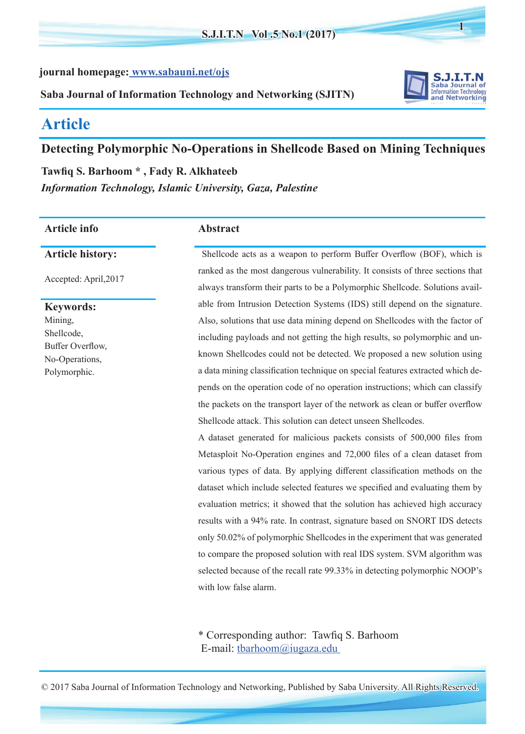journal homepage: [www.sabauni.net/ojs](www.sabauni.net/ojs)

**Saba Journal of Information Technology and Networking (SJITN)**

## Article

# Detecting Polymorphic No-Operations in Shellcode Based on Mining Techniques

**Tawfiq S. Barhoom * , Fady R. Alkhateeb**

***Information Technology, Islamic University, Gaza, Palestine***

### Article info

**Article history:**

Accepted: April,2017

**Keywords:**

Mining,
Shellcode,
Buffer Overflow,
No-Operations,
Polymorphic.

### Abstract

Shellcode acts as a weapon to perform Buffer Overflow (BOF), which is ranked as the most dangerous vulnerability. It consists of three sections that always transform their parts to be a Polymorphic Shellcode. Solutions available from Intrusion Detection Systems (IDS) still depend on the signature. Also, solutions that use data mining depend on Shellcodes with the factor of including payloads and not getting the high results, so polymorphic and unknown Shellcodes could not be detected. We proposed a new solution using a data mining classification technique on special features extracted which depends on the operation code of no operation instructions; which can classify the packets on the transport layer of the network as clean or buffer overflow Shellcode attack. This solution can detect unseen Shellcodes.

A dataset generated for malicious packets consists of 500,000 files from Metasploit No-Operation engines and 72,000 files of a clean dataset from various types of data. By applying different classification methods on the dataset which include selected features we specified and evaluating them by evaluation metrics; it showed that the solution has achieved high accuracy results with a 94% rate. In contrast, signature based on SNORT IDS detects only 50.02% of polymorphic Shellcodes in the experiment that was generated to compare the proposed solution with real IDS system. SVM algorithm was selected because of the recall rate 99.33% in detecting polymorphic NOOP's with low false alarm.

\* Corresponding author: Tawfiq S. Barhoom
E-mail: [tbarhoom@iugaza.edu](mailto:tbarhoom@iugaza.edu)

© 2017 Saba Journal of Information Technology and Networking, Published by Saba University. All Rights Reserved.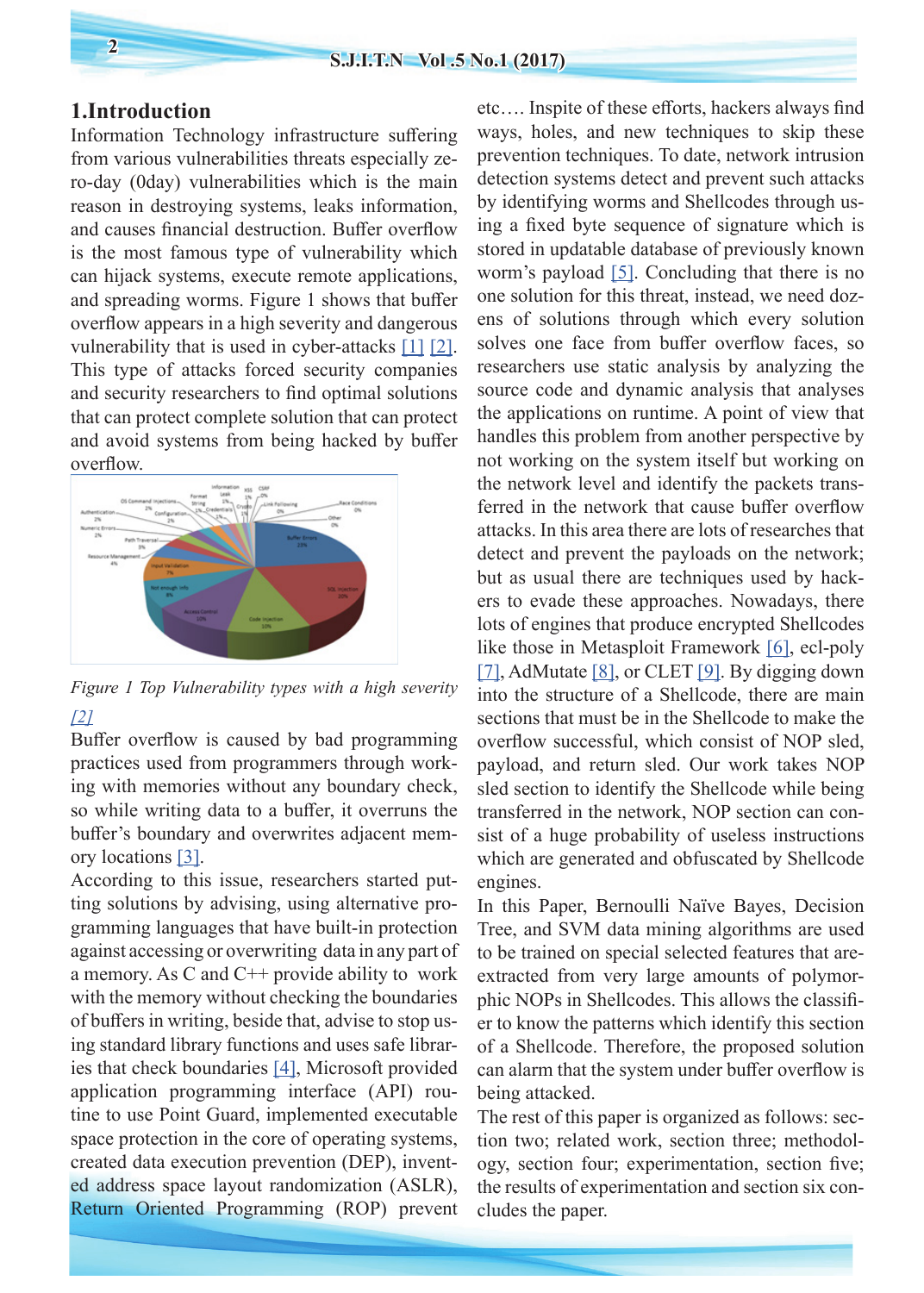## 1.Introduction

Information Technology infrastructure suffering from various vulnerabilities threats especially zero-day (0day) vulnerabilities which is the main reason in destroying systems, leaks information, and causes financial destruction. Buffer overflow is the most famous type of vulnerability which can hijack systems, execute remote applications, and spreading worms. Figure 1 shows that buffer overflow appears in a high severity and dangerous vulnerability that is used in cyber-attacks [1] [2]. This type of attacks forced security companies and security researchers to find optimal solutions that can protect complete solution that can protect and avoid systems from being hacked by buffer overflow.

*Figure 1 Top Vulnerability types with a high severity [2]*

Buffer overflow is caused by bad programming practices used from programmers through working with memories without any boundary check, so while writing data to a buffer, it overruns the buffer's boundary and overwrites adjacent memory locations [3].

According to this issue, researchers started putting solutions by advising, using alternative programming languages that have built-in protection against accessing or overwriting data in any part of a memory. As C and C++ provide ability to work with the memory without checking the boundaries of buffers in writing, beside that, advise to stop using standard library functions and uses safe libraries that check boundaries [4], Microsoft provided application programming interface (API) routine to use Point Guard, implemented executable space protection in the core of operating systems, created data execution prevention (DEP), invented address space layout randomization (ASLR), Return Oriented Programming (ROP) prevent etc…. Inspite of these efforts, hackers always find ways, holes, and new techniques to skip these prevention techniques. To date, network intrusion detection systems detect and prevent such attacks by identifying worms and Shellcodes through using a fixed byte sequence of signature which is stored in updatable database of previously known worm's payload [5]. Concluding that there is no one solution for this threat, instead, we need dozens of solutions through which every solution solves one face from buffer overflow faces, so researchers use static analysis by analyzing the source code and dynamic analysis that analyses the applications on runtime. A point of view that handles this problem from another perspective by not working on the system itself but working on the network level and identify the packets transferred in the network that cause buffer overflow attacks. In this area there are lots of researches that detect and prevent the payloads on the network; but as usual there are techniques used by hackers to evade these approaches. Nowadays, there lots of engines that produce encrypted Shellcodes like those in Metasploit Framework [6], ecl-poly [7], AdMutate [8], or CLET [9]. By digging down into the structure of a Shellcode, there are main sections that must be in the Shellcode to make the overflow successful, which consist of NOP sled, payload, and return sled. Our work takes NOP sled section to identify the Shellcode while being transferred in the network, NOP section can consist of a huge probability of useless instructions which are generated and obfuscated by Shellcode engines.

In this Paper, Bernoulli Naïve Bayes, Decision Tree, and SVM data mining algorithms are used to be trained on special selected features that are extracted from very large amounts of polymorphic NOPs in Shellcodes. This allows the classifier to know the patterns which identify this section of a Shellcode. Therefore, the proposed solution can alarm that the system under buffer overflow is being attacked.

The rest of this paper is organized as follows: section two; related work, section three; methodology, section four; experimentation, section five; the results of experimentation and section six concludes the paper.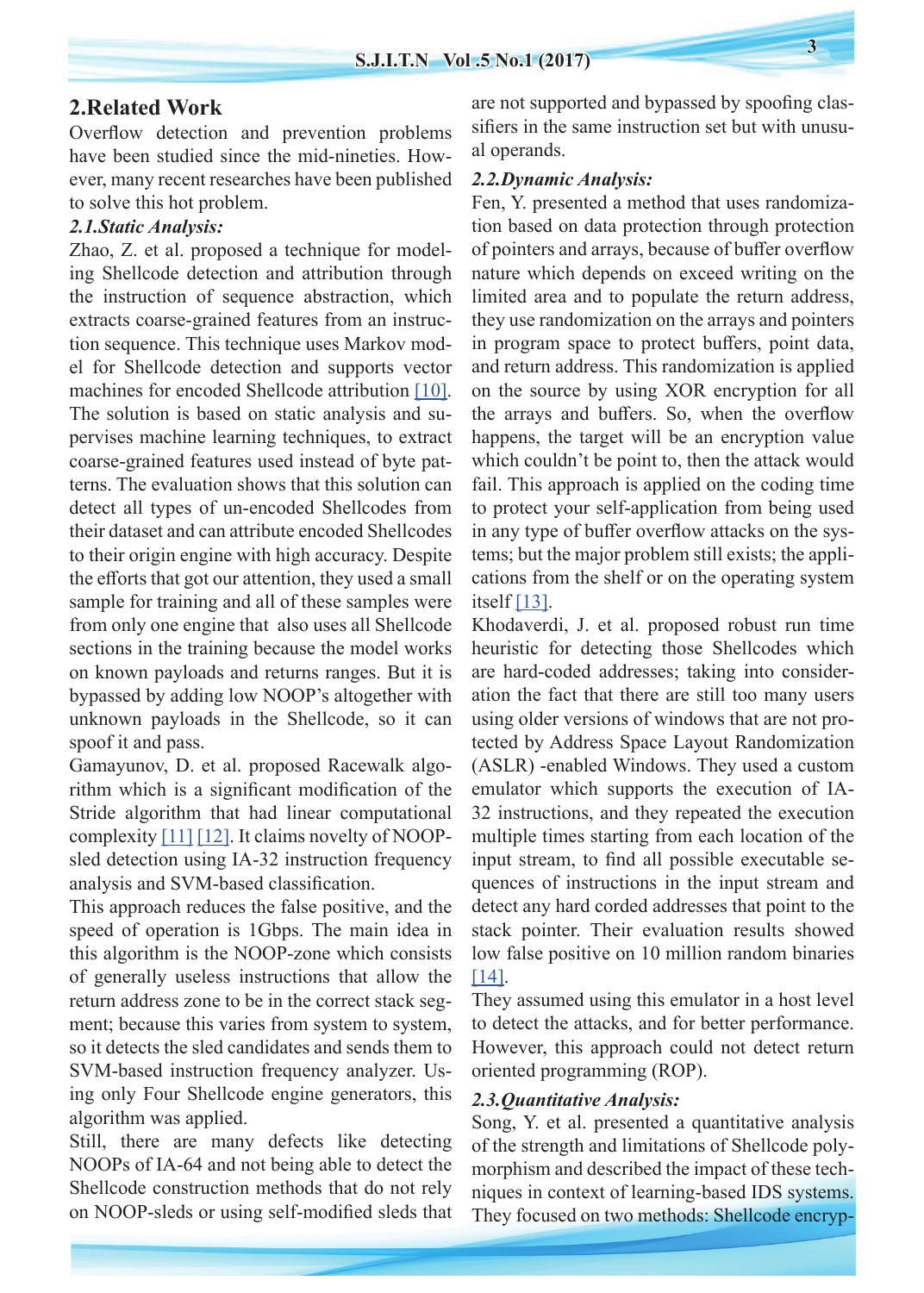## 2.Related Work

Overflow detection and prevention problems have been studied since the mid-nineties. However, many recent researches have been published to solve this hot problem.

### *2.1.Static Analysis:*

Zhao, Z. et al. proposed a technique for modeling Shellcode detection and attribution through the instruction of sequence abstraction, which extracts coarse-grained features from an instruction sequence. This technique uses Markov model for Shellcode detection and supports vector machines for encoded Shellcode attribution [10]. The solution is based on static analysis and supervises machine learning techniques, to extract coarse-grained features used instead of byte patterns. The evaluation shows that this solution can detect all types of un-encoded Shellcodes from their dataset and can attribute encoded Shellcodes to their origin engine with high accuracy. Despite the efforts that got our attention, they used a small sample for training and all of these samples were from only one engine that also uses all Shellcode sections in the training because the model works on known payloads and returns ranges. But it is bypassed by adding low NOOP's altogether with unknown payloads in the Shellcode, so it can spoof it and pass.

Gamayunov, D. et al. proposed Racewalk algorithm which is a significant modification of the Stride algorithm that had linear computational complexity [11] [12]. It claims novelty of NOOP-sled detection using IA-32 instruction frequency analysis and SVM-based classification.

This approach reduces the false positive, and the speed of operation is 1Gbps. The main idea in this algorithm is the NOOP-zone which consists of generally useless instructions that allow the return address zone to be in the correct stack segment; because this varies from system to system, so it detects the sled candidates and sends them to SVM-based instruction frequency analyzer. Using only Four Shellcode engine generators, this algorithm was applied.

Still, there are many defects like detecting NOOPs of IA-64 and not being able to detect the Shellcode construction methods that do not rely on NOOP-sleds or using self-modified sleds that are not supported and bypassed by spoofing classifiers in the same instruction set but with unusual operands.

### *2.2.Dynamic Analysis:*

Fen, Y. presented a method that uses randomization based on data protection through protection of pointers and arrays, because of buffer overflow nature which depends on exceed writing on the limited area and to populate the return address, they use randomization on the arrays and pointers in program space to protect buffers, point data, and return address. This randomization is applied on the source by using XOR encryption for all the arrays and buffers. So, when the overflow happens, the target will be an encryption value which couldn't be point to, then the attack would fail. This approach is applied on the coding time to protect your self-application from being used in any type of buffer overflow attacks on the systems; but the major problem still exists; the applications from the shelf or on the operating system itself [13].

Khodaverdi, J. et al. proposed robust run time heuristic for detecting those Shellcodes which are hard-coded addresses; taking into consideration the fact that there are still too many users using older versions of windows that are not protected by Address Space Layout Randomization (ASLR) -enabled Windows. They used a custom emulator which supports the execution of IA-32 instructions, and they repeated the execution multiple times starting from each location of the input stream, to find all possible executable sequences of instructions in the input stream and detect any hard corded addresses that point to the stack pointer. Their evaluation results showed low false positive on 10 million random binaries [14].

They assumed using this emulator in a host level to detect the attacks, and for better performance. However, this approach could not detect return oriented programming (ROP).

### *2.3.Quantitative Analysis:*

Song, Y. et al. presented a quantitative analysis of the strength and limitations of Shellcode polymorphism and described the impact of these techniques in context of learning-based IDS systems. They focused on two methods: Shellcode encryp-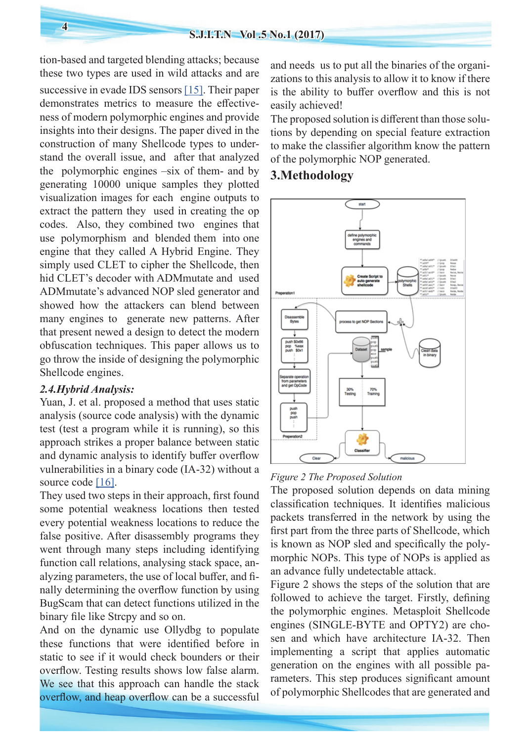tion-based and targeted blending attacks; because these two types are used in wild attacks and are successive in evade IDS sensors [15]. Their paper demonstrates metrics to measure the effectiveness of modern polymorphic engines and provide insights into their designs. The paper dived in the construction of many Shellcode types to understand the overall issue, and after that analyzed the polymorphic engines –six of them- and by generating 10000 unique samples they plotted visualization images for each engine outputs to extract the pattern they used in creating the op codes. Also, they combined two engines that use polymorphism and blended them into one engine that they called A Hybrid Engine. They simply used CLET to cipher the Shellcode, then hid CLET's decoder with ADMmutate and used ADMmutate's advanced NOP sled generator and showed how the attackers can blend between many engines to generate new patterns. After that present newed a design to detect the modern obfuscation techniques. This paper allows us to go throw the inside of designing the polymorphic Shellcode engines.

### *2.4.Hybrid Analysis:*

Yuan, J. et al. proposed a method that uses static analysis (source code analysis) with the dynamic test (test a program while it is running), so this approach strikes a proper balance between static and dynamic analysis to identify buffer overflow vulnerabilities in a binary code (IA-32) without a source code [16].

They used two steps in their approach, first found some potential weakness locations then tested every potential weakness locations to reduce the false positive. After disassembly programs they went through many steps including identifying function call relations, analysing stack space, analyzing parameters, the use of local buffer, and finally determining the overflow function by using BugScam that can detect functions utilized in the binary file like Strcpy and so on.

And on the dynamic use Ollydbg to populate these functions that were identified before in static to see if it would check bounders or their overflow. Testing results shows low false alarm. We see that this approach can handle the stack overflow, and heap overflow can be a successful and needs us to put all the binaries of the organizations to this analysis to allow it to know if there is the ability to buffer overflow and this is not easily achieved!

The proposed solution is different than those solutions by depending on special feature extraction to make the classifier algorithm know the pattern of the polymorphic NOP generated.

## 3.Methodology

*Figure 2 The Proposed Solution*

The proposed solution depends on data mining classification techniques. It identifies malicious packets transferred in the network by using the first part from the three parts of Shellcode, which is known as NOP sled and specifically the polymorphic NOPs. This type of NOPs is applied as an advance fully undetectable attack.

Figure 2 shows the steps of the solution that are followed to achieve the target. Firstly, defining the polymorphic engines. Metasploit Shellcode engines (SINGLE-BYTE and OPTY2) are chosen and which have architecture IA-32. Then implementing a script that applies automatic generation on the engines with all possible parameters. This step produces significant amount of polymorphic Shellcodes that are generated and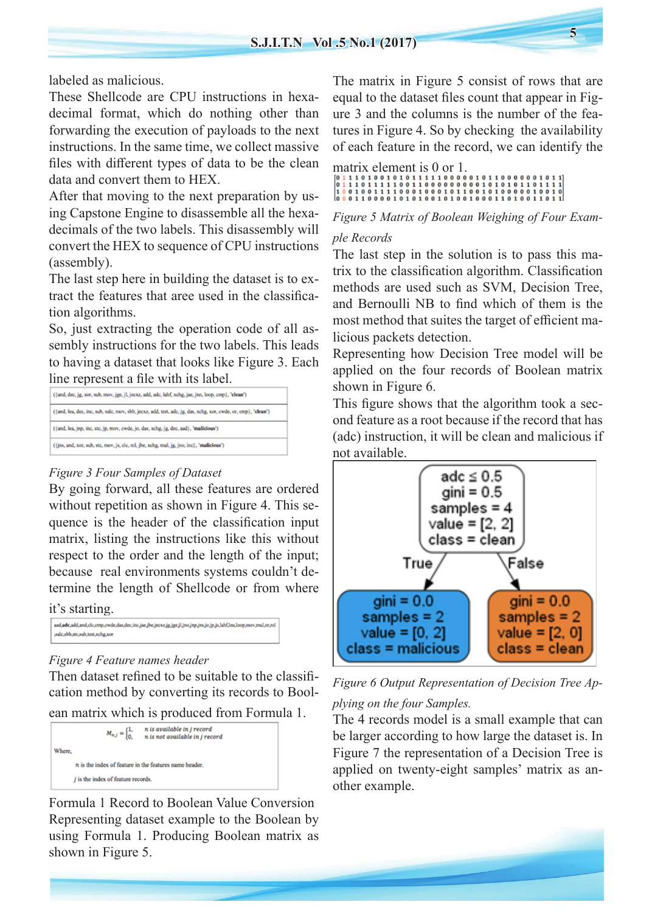labeled as malicious.

These Shellcode are CPU instructions in hexadecimal format, which do nothing other than forwarding the execution of payloads to the next instructions. In the same time, we collect massive files with different types of data to be the clean data and convert them to HEX.

After that moving to the next preparation by using Capstone Engine to disassemble all the hexadecimals of the two labels. This disassembly will convert the HEX to sequence of CPU instructions (assembly).

The last step here in building the dataset is to extract the features that aree used in the classification algorithms.

So, just extracting the operation code of all assembly instructions for the two labels. This leads to having a dataset that looks like Figure 3. Each line represent a file with its label.

| |
|---|
| ({and, dec, jg, xor, sub, mov, jge, jl, jecxz, add, adc, lahf, xchg, jae, jno, loop, cmp}, **'clean'**) |
| ({and, lea, dec, inc, sub, salc, mov, sbb, jecxz, add, test, adc, jg, das, xchg, xor, cwde, or, cmp}, **'clean'**) |
| ({and, lea, jnp, inc, stc, jp, mov, cwde, jo, das, xchg, jg, dec, aad}, **'malicious'**) |
| ({jns, and, xor, sub, stc, mov, js, clc, rcl, jbe, xchg, mul, jg, jno, inc}, **'malicious'**) |

*Figure 3 Four Samples of Dataset*

By going forward, all these features are ordered without repetition as shown in Figure 4. This sequence is the header of the classification input matrix, listing the instructions like this without respect to the order and the length of the input; because real environments systems couldn't determine the length of Shellcode or from where it's starting.

```
aad,adc,add,and,clc,cmp,cwde,das,dec,inc,jae,jbe,jecxz,jg,jge,jl,jno,jnp,jns,jo,jp,js,lahf,lea,loop,mov,mul,or,rcl
,salc,sbb,stc,sub,test,xchg,xor
```

*Figure 4 Feature names header*

Then dataset refined to be suitable to the classification method by converting its records to Boolean matrix which is produced from Formula 1.

$$M_{n,j} = \begin{cases} 1, & n \text{ is available in } j \text{ record} \\ 0, & n \text{ is not available in } j \text{ record} \end{cases}$$

Where,

$n$ is the index of feature in the features name header.

$j$ is the index of feature records.

Formula 1 Record to Boolean Value Conversion

Representing dataset example to the Boolean by using Formula 1. Producing Boolean matrix as shown in Figure 5.

The matrix in Figure 5 consist of rows that are equal to the dataset files count that appear in Figure 3 and the columns is the number of the features in Figure 4. So by checking the availability of each feature in the record, we can identify the matrix element is 0 or 1.

$$\begin{bmatrix} 0&1&1&1&0&1&0&0&1&0&1&0&1&1&1&1&1&0&0&0&0&0&1&0&1&1&0&0&0&0&0&0&1&0&1&1 \\ 0&1&1&1&0&1&1&1&1&1&0&0&1&1&0&0&0&0&0&0&0&0&0&1&0&1&0&1&0&1&1&0&1&1&1&1 \\ 1&0&0&1&0&0&1&1&1&1&0&0&0&1&0&0&0&1&0&1&1&0&0&1&0&1&0&0&0&0&0&1&0&0&1&0 \\ 0&0&0&1&1&0&0&0&0&1&0&1&0&1&0&0&1&0&1&0&0&1&0&0&0&1&1&0&1&0&0&1&1&0&1&1 \end{bmatrix}$$

*Figure 5 Matrix of Boolean Weighing of Four Example Records*

The last step in the solution is to pass this matrix to the classification algorithm. Classification methods are used such as SVM, Decision Tree, and Bernoulli NB to find which of them is the most method that suites the target of efficient malicious packets detection.

Representing how Decision Tree model will be applied on the four records of Boolean matrix shown in Figure 6.

This figure shows that the algorithm took a second feature as a root because if the record that has (adc) instruction, it will be clean and malicious if not available.

```
              adc ≤ 0.5
              gini = 0.5
             samples = 4
            value = [2, 2]
            class = clean
           True /     \ False
  gini = 0.0              gini = 0.0
  samples = 2             samples = 2
  value = [0, 2]          value = [2, 0]
  class = malicious       class = clean
```

*Figure 6 Output Representation of Decision Tree Applying on the four Samples.*

The 4 records model is a small example that can be larger according to how large the dataset is. In Figure 7 the representation of a Decision Tree is applied on twenty-eight samples' matrix as another example.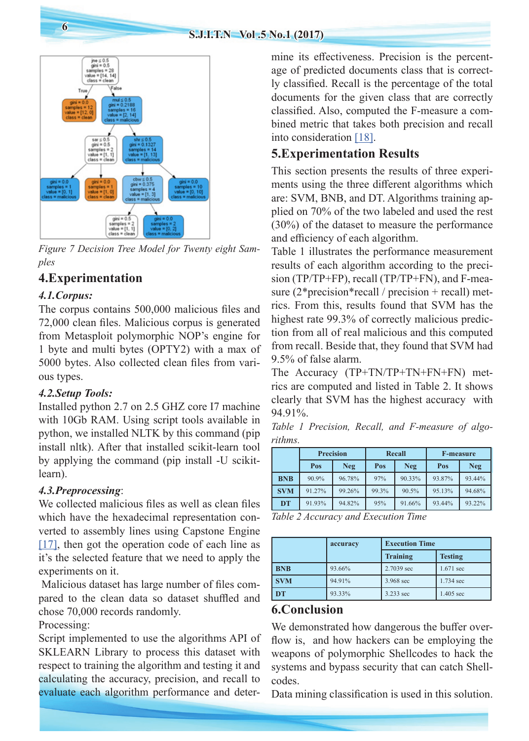Figure 7 Decision Tree Model for Twenty eight Samples

## 4.Experimentation

### 4.1.Corpus:

The corpus contains 500,000 malicious files and 72,000 clean files. Malicious corpus is generated from Metasploit polymorphic NOP's engine for 1 byte and multi bytes (OPTY2) with a max of 5000 bytes. Also collected clean files from various types.

### 4.2.Setup Tools:

Installed python 2.7 on 2.5 GHZ core I7 machine with 10Gb RAM. Using script tools available in python, we installed NLTK by this command (pip install nltk). After that installed scikit-learn tool by applying the command (pip install -U scikit-learn).

### 4.3.Preprocessing:

We collected malicious files as well as clean files which have the hexadecimal representation converted to assembly lines using Capstone Engine [17], then got the operation code of each line as it's the selected feature that we need to apply the experiments on it.

Malicious dataset has large number of files compared to the clean dataset so dataset shuffled and chose 70,000 records randomly.

Processing:

Script implemented to use the algorithms API of SKLEARN Library to process this dataset with respect to training the algorithm and testing it and calculating the accuracy, precision, and recall to evaluate each algorithm performance and determine its effectiveness. Precision is the percentage of predicted documents class that is correctly classified. Recall is the percentage of the total documents for the given class that are correctly classified. Also, computed the F-measure a combined metric that takes both precision and recall into consideration [18].

## 5.Experimentation Results

This section presents the results of three experiments using the three different algorithms which are: SVM, BNB, and DT. Algorithms training applied on 70% of the two labeled and used the rest (30%) of the dataset to measure the performance and efficiency of each algorithm.

Table 1 illustrates the performance measurement results of each algorithm according to the precision (TP/TP+FP), recall (TP/TP+FN), and F-measure (2*precision*recall / precision + recall) metrics. From this, results found that SVM has the highest rate 99.3% of correctly malicious prediction from all of real malicious and this computed from recall. Beside that, they found that SVM had 9.5% of false alarm.

The Accuracy (TP+TN/TP+TN+FN+FN) metrics are computed and listed in Table 2. It shows clearly that SVM has the highest accuracy with 94.91%.

*Table 1 Precision, Recall, and F-measure of algorithms.*

| | Precision | | Recall | | F-measure | |
|---|---|---|---|---|---|---|
| | Pos | Neg | Pos | Neg | Pos | Neg |
| BNB | 90.9% | 96.78% | 97% | 90.33% | 93.87% | 93.44% |
| SVM | 91.27% | 99.26% | 99.3% | 90.5% | 95.13% | 94.68% |
| DT | 91.93% | 94.82% | 95% | 91.66% | 93.44% | 93.22% |

*Table 2 Accuracy and Execution Time*

| | accuracy | Execution Time | |
|---|---|---|---|
| | | Training | Testing |
| BNB | 93.66% | 2.7039 sec | 1.671 sec |
| SVM | 94.91% | 3.968 sec | 1.734 sec |
| DT | 93.33% | 3.233 sec | 1.405 sec |

## 6.Conclusion

We demonstrated how dangerous the buffer overflow is, and how hackers can be employing the weapons of polymorphic Shellcodes to hack the systems and bypass security that can catch Shellcodes.

Data mining classification is used in this solution.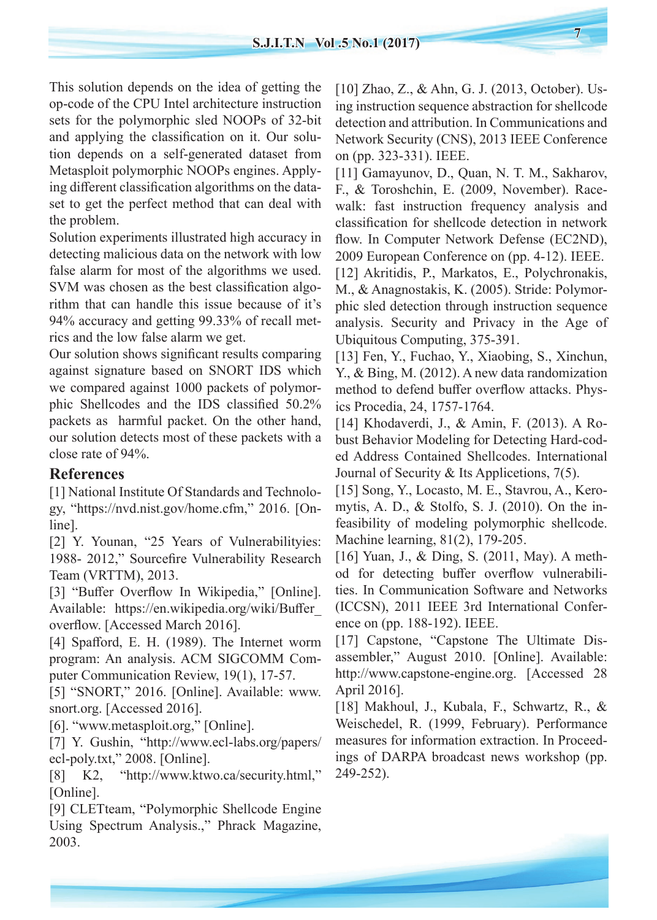This solution depends on the idea of getting the op-code of the CPU Intel architecture instruction sets for the polymorphic sled NOOPs of 32-bit and applying the classification on it. Our solution depends on a self-generated dataset from Metasploit polymorphic NOOPs engines. Applying different classification algorithms on the dataset to get the perfect method that can deal with the problem.

Solution experiments illustrated high accuracy in detecting malicious data on the network with low false alarm for most of the algorithms we used. SVM was chosen as the best classification algorithm that can handle this issue because of it's 94% accuracy and getting 99.33% of recall metrics and the low false alarm we get.

Our solution shows significant results comparing against signature based on SNORT IDS which we compared against 1000 packets of polymorphic Shellcodes and the IDS classified 50.2% packets as harmful packet. On the other hand, our solution detects most of these packets with a close rate of 94%.

## References

[1] National Institute Of Standards and Technology, "https://nvd.nist.gov/home.cfm," 2016. [Online].

[2] Y. Younan, "25 Years of Vulnerabilityies: 1988- 2012," Sourcefire Vulnerability Research Team (VRTTM), 2013.

[3] "Buffer Overflow In Wikipedia," [Online]. Available: https://en.wikipedia.org/wiki/Buffer_overflow. [Accessed March 2016].

[4] Spafford, E. H. (1989). The Internet worm program: An analysis. ACM SIGCOMM Computer Communication Review, 19(1), 17-57.

[5] "SNORT," 2016. [Online]. Available: www.snort.org. [Accessed 2016].

[6]. "www.metasploit.org," [Online].

[7] Y. Gushin, "http://www.ecl-labs.org/papers/ecl-poly.txt," 2008. [Online].

[8] K2, "http://www.ktwo.ca/security.html," [Online].

[9] CLETteam, "Polymorphic Shellcode Engine Using Spectrum Analysis.," Phrack Magazine, 2003.

[10] Zhao, Z., & Ahn, G. J. (2013, October). Using instruction sequence abstraction for shellcode detection and attribution. In Communications and Network Security (CNS), 2013 IEEE Conference on (pp. 323-331). IEEE.

[11] Gamayunov, D., Quan, N. T. M., Sakharov, F., & Toroshchin, E. (2009, November). Racewalk: fast instruction frequency analysis and classification for shellcode detection in network flow. In Computer Network Defense (EC2ND), 2009 European Conference on (pp. 4-12). IEEE.

[12] Akritidis, P., Markatos, E., Polychronakis, M., & Anagnostakis, K. (2005). Stride: Polymorphic sled detection through instruction sequence analysis. Security and Privacy in the Age of Ubiquitous Computing, 375-391.

[13] Fen, Y., Fuchao, Y., Xiaobing, S., Xinchun, Y., & Bing, M. (2012). A new data randomization method to defend buffer overflow attacks. Physics Procedia, 24, 1757-1764.

[14] Khodaverdi, J., & Amin, F. (2013). A Robust Behavior Modeling for Detecting Hard-coded Address Contained Shellcodes. International Journal of Security & Its Applictions, 7(5).

[15] Song, Y., Locasto, M. E., Stavrou, A., Keromytis, A. D., & Stolfo, S. J. (2010). On the infeasibility of modeling polymorphic shellcode. Machine learning, 81(2), 179-205.

[16] Yuan, J., & Ding, S. (2011, May). A method for detecting buffer overflow vulnerabilities. In Communication Software and Networks (ICCSN), 2011 IEEE 3rd International Conference on (pp. 188-192). IEEE.

[17] Capstone, "Capstone The Ultimate Disassembler," August 2010. [Online]. Available: http://www.capstone-engine.org. [Accessed 28 April 2016].

[18] Makhoul, J., Kubala, F., Schwartz, R., & Weischedel, R. (1999, February). Performance measures for information extraction. In Proceedings of DARPA broadcast news workshop (pp. 249-252).